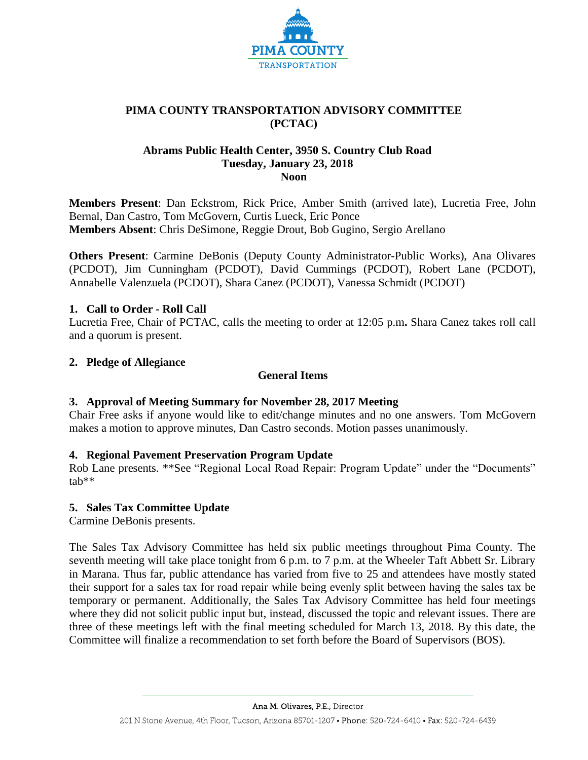# PIMA COUNTY TRANSPORTATION ADVISORY COMMITTEE (PCTAC)

**Abrams Public Health Center, 3950 S. Country Club Road**
**Tuesday, January 23, 2018**
**Noon**

**Members Present**: Dan Eckstrom, Rick Price, Amber Smith (arrived late), Lucretia Free, John Bernal, Dan Castro, Tom McGovern, Curtis Lueck, Eric Ponce
**Members Absent**: Chris DeSimone, Reggie Drout, Bob Gugino, Sergio Arellano

**Others Present**: Carmine DeBonis (Deputy County Administrator-Public Works), Ana Olivares (PCDOT), Jim Cunningham (PCDOT), David Cummings (PCDOT), Robert Lane (PCDOT), Annabelle Valenzuela (PCDOT), Shara Canez (PCDOT), Vanessa Schmidt (PCDOT)

### 1. Call to Order - Roll Call

Lucretia Free, Chair of PCTAC, calls the meeting to order at 12:05 p.m**.** Shara Canez takes roll call and a quorum is present.

### 2. Pledge of Allegiance

## General Items

### 3. Approval of Meeting Summary for November 28, 2017 Meeting

Chair Free asks if anyone would like to edit/change minutes and no one answers. Tom McGovern makes a motion to approve minutes, Dan Castro seconds. Motion passes unanimously.

### 4. Regional Pavement Preservation Program Update

Rob Lane presents. **See "Regional Local Road Repair: Program Update" under the "Documents" tab**

### 5. Sales Tax Committee Update

Carmine DeBonis presents.

The Sales Tax Advisory Committee has held six public meetings throughout Pima County. The seventh meeting will take place tonight from 6 p.m. to 7 p.m. at the Wheeler Taft Abbett Sr. Library in Marana. Thus far, public attendance has varied from five to 25 and attendees have mostly stated their support for a sales tax for road repair while being evenly split between having the sales tax be temporary or permanent. Additionally, the Sales Tax Advisory Committee has held four meetings where they did not solicit public input but, instead, discussed the topic and relevant issues. There are three of these meetings left with the final meeting scheduled for March 13, 2018. By this date, the Committee will finalize a recommendation to set forth before the Board of Supervisors (BOS).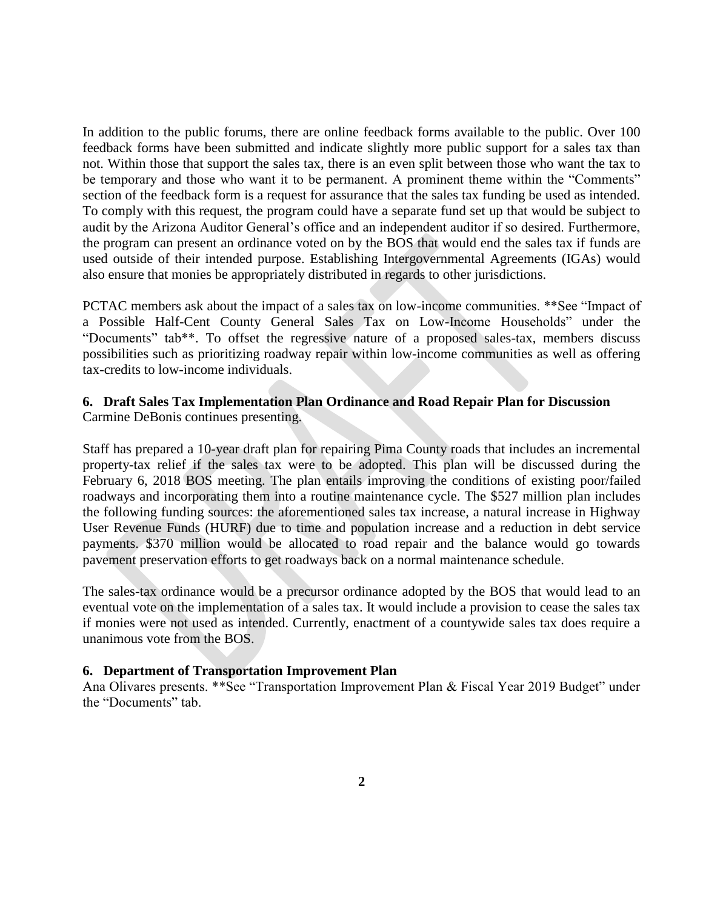In addition to the public forums, there are online feedback forms available to the public. Over 100 feedback forms have been submitted and indicate slightly more public support for a sales tax than not. Within those that support the sales tax, there is an even split between those who want the tax to be temporary and those who want it to be permanent. A prominent theme within the "Comments" section of the feedback form is a request for assurance that the sales tax funding be used as intended. To comply with this request, the program could have a separate fund set up that would be subject to audit by the Arizona Auditor General's office and an independent auditor if so desired. Furthermore, the program can present an ordinance voted on by the BOS that would end the sales tax if funds are used outside of their intended purpose. Establishing Intergovernmental Agreements (IGAs) would also ensure that monies be appropriately distributed in regards to other jurisdictions.

PCTAC members ask about the impact of a sales tax on low-income communities. **See "Impact of a Possible Half-Cent County General Sales Tax on Low-Income Households" under the "Documents" tab**. To offset the regressive nature of a proposed sales-tax, members discuss possibilities such as prioritizing roadway repair within low-income communities as well as offering tax-credits to low-income individuals.

**6. Draft Sales Tax Implementation Plan Ordinance and Road Repair Plan for Discussion**
Carmine DeBonis continues presenting.

Staff has prepared a 10-year draft plan for repairing Pima County roads that includes an incremental property-tax relief if the sales tax were to be adopted. This plan will be discussed during the February 6, 2018 BOS meeting. The plan entails improving the conditions of existing poor/failed roadways and incorporating them into a routine maintenance cycle. The $527 million plan includes the following funding sources: the aforementioned sales tax increase, a natural increase in Highway User Revenue Funds (HURF) due to time and population increase and a reduction in debt service payments. $370 million would be allocated to road repair and the balance would go towards pavement preservation efforts to get roadways back on a normal maintenance schedule.

The sales-tax ordinance would be a precursor ordinance adopted by the BOS that would lead to an eventual vote on the implementation of a sales tax. It would include a provision to cease the sales tax if monies were not used as intended. Currently, enactment of a countywide sales tax does require a unanimous vote from the BOS.

**6. Department of Transportation Improvement Plan**
Ana Olivares presents. **See "Transportation Improvement Plan & Fiscal Year 2019 Budget" under the "Documents" tab.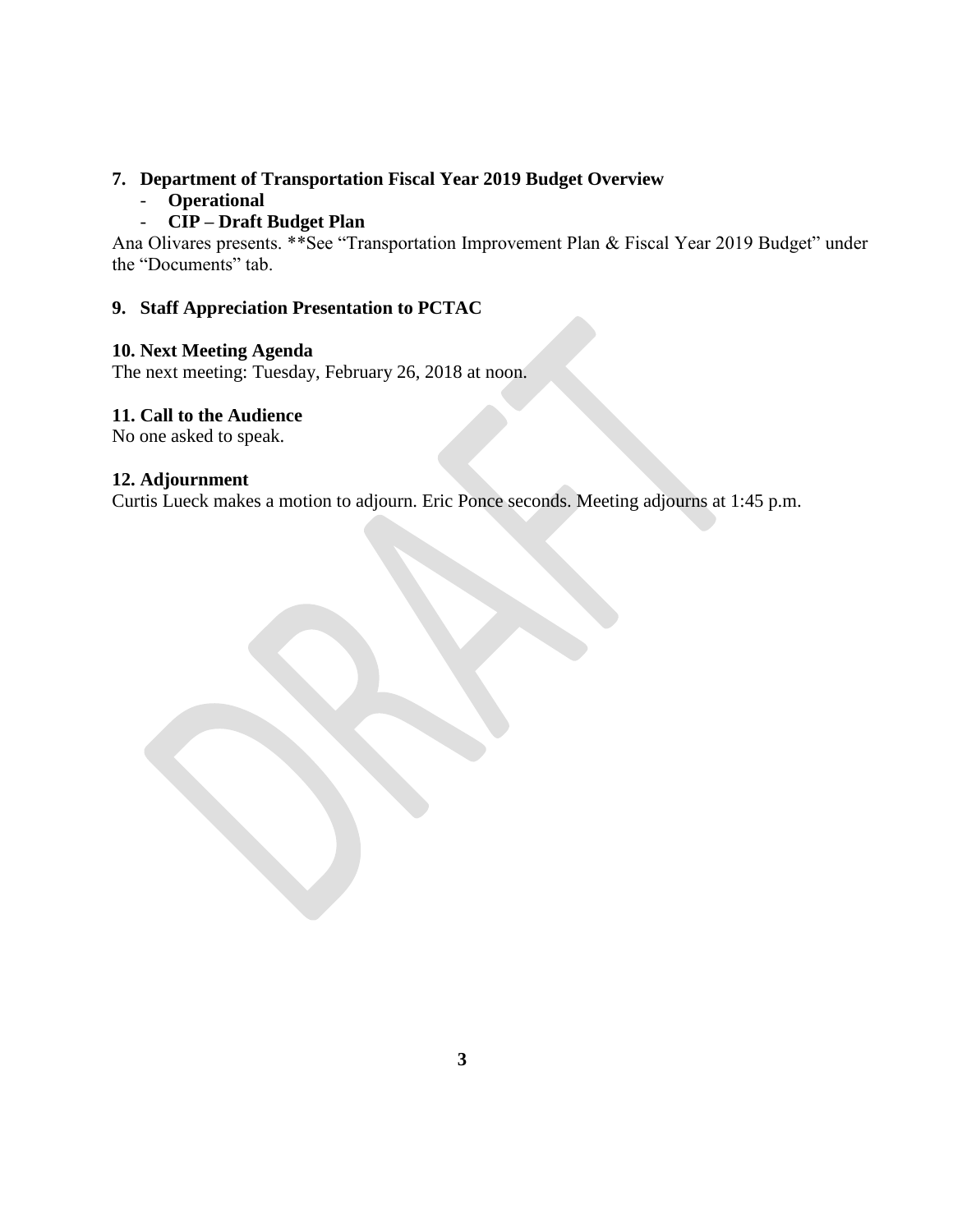**7. Department of Transportation Fiscal Year 2019 Budget Overview**

- **Operational**
- **CIP – Draft Budget Plan**

Ana Olivares presents. **See "Transportation Improvement Plan & Fiscal Year 2019 Budget" under the "Documents" tab.

**9. Staff Appreciation Presentation to PCTAC**

**10. Next Meeting Agenda**

The next meeting: Tuesday, February 26, 2018 at noon.

**11. Call to the Audience**

No one asked to speak.

**12. Adjournment**

Curtis Lueck makes a motion to adjourn. Eric Ponce seconds. Meeting adjourns at 1:45 p.m.